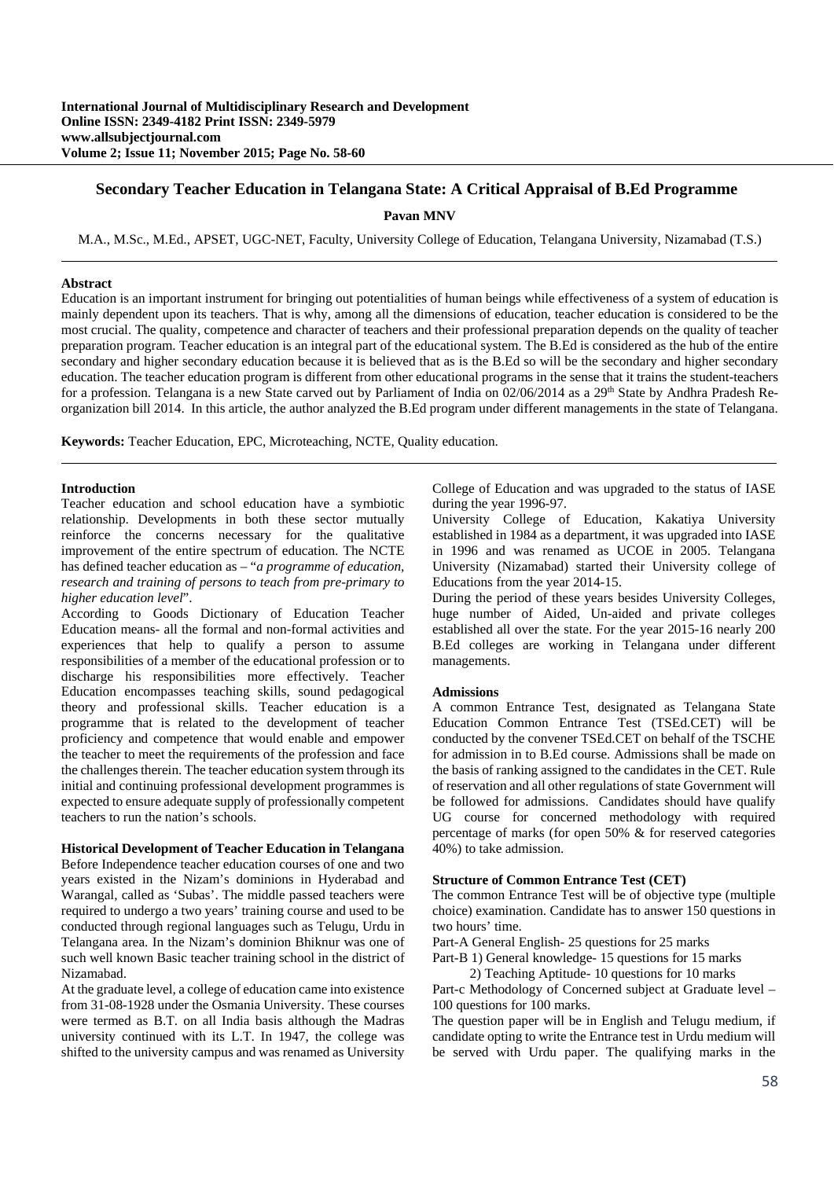# Secondary Teacher Education in Telangana State: A Critical Appraisal of B.Ed Programme

**Pavan MNV**

M.A., M.Sc., M.Ed., APSET, UGC-NET, Faculty, University College of Education, Telangana University, Nizamabad (T.S.)

## Abstract

Education is an important instrument for bringing out potentialities of human beings while effectiveness of a system of education is mainly dependent upon its teachers. That is why, among all the dimensions of education, teacher education is considered to be the most crucial. The quality, competence and character of teachers and their professional preparation depends on the quality of teacher preparation program. Teacher education is an integral part of the educational system. The B.Ed is considered as the hub of the entire secondary and higher secondary education because it is believed that as is the B.Ed so will be the secondary and higher secondary education. The teacher education program is different from other educational programs in the sense that it trains the student-teachers for a profession. Telangana is a new State carved out by Parliament of India on 02/06/2014 as a 29th State by Andhra Pradesh Re-organization bill 2014. In this article, the author analyzed the B.Ed program under different managements in the state of Telangana.

**Keywords:** Teacher Education, EPC, Microteaching, NCTE, Quality education.

## Introduction

Teacher education and school education have a symbiotic relationship. Developments in both these sector mutually reinforce the concerns necessary for the qualitative improvement of the entire spectrum of education. The NCTE has defined teacher education as – "*a programme of education, research and training of persons to teach from pre-primary to higher education level*".

According to Goods Dictionary of Education Teacher Education means- all the formal and non-formal activities and experiences that help to qualify a person to assume responsibilities of a member of the educational profession or to discharge his responsibilities more effectively. Teacher Education encompasses teaching skills, sound pedagogical theory and professional skills. Teacher education is a programme that is related to the development of teacher proficiency and competence that would enable and empower the teacher to meet the requirements of the profession and face the challenges therein. The teacher education system through its initial and continuing professional development programmes is expected to ensure adequate supply of professionally competent teachers to run the nation's schools.

## Historical Development of Teacher Education in Telangana

Before Independence teacher education courses of one and two years existed in the Nizam's dominions in Hyderabad and Warangal, called as 'Subas'. The middle passed teachers were required to undergo a two years' training course and used to be conducted through regional languages such as Telugu, Urdu in Telangana area. In the Nizam's dominion Bhiknur was one of such well known Basic teacher training school in the district of Nizamabad.

At the graduate level, a college of education came into existence from 31-08-1928 under the Osmania University. These courses were termed as B.T. on all India basis although the Madras university continued with its L.T. In 1947, the college was shifted to the university campus and was renamed as University College of Education and was upgraded to the status of IASE during the year 1996-97.

University College of Education, Kakatiya University established in 1984 as a department, it was upgraded into IASE in 1996 and was renamed as UCOE in 2005. Telangana University (Nizamabad) started their University college of Educations from the year 2014-15.

During the period of these years besides University Colleges, huge number of Aided, Un-aided and private colleges established all over the state. For the year 2015-16 nearly 200 B.Ed colleges are working in Telangana under different managements.

## Admissions

A common Entrance Test, designated as Telangana State Education Common Entrance Test (TSEd.CET) will be conducted by the convener TSEd.CET on behalf of the TSCHE for admission in to B.Ed course. Admissions shall be made on the basis of ranking assigned to the candidates in the CET. Rule of reservation and all other regulations of state Government will be followed for admissions. Candidates should have qualify UG course for concerned methodology with required percentage of marks (for open 50% & for reserved categories 40%) to take admission.

## Structure of Common Entrance Test (CET)

The common Entrance Test will be of objective type (multiple choice) examination. Candidate has to answer 150 questions in two hours' time.

Part-A General English- 25 questions for 25 marks

Part-B 1) General knowledge- 15 questions for 15 marks

2) Teaching Aptitude- 10 questions for 10 marks

Part-c Methodology of Concerned subject at Graduate level – 100 questions for 100 marks.

The question paper will be in English and Telugu medium, if candidate opting to write the Entrance test in Urdu medium will be served with Urdu paper. The qualifying marks in the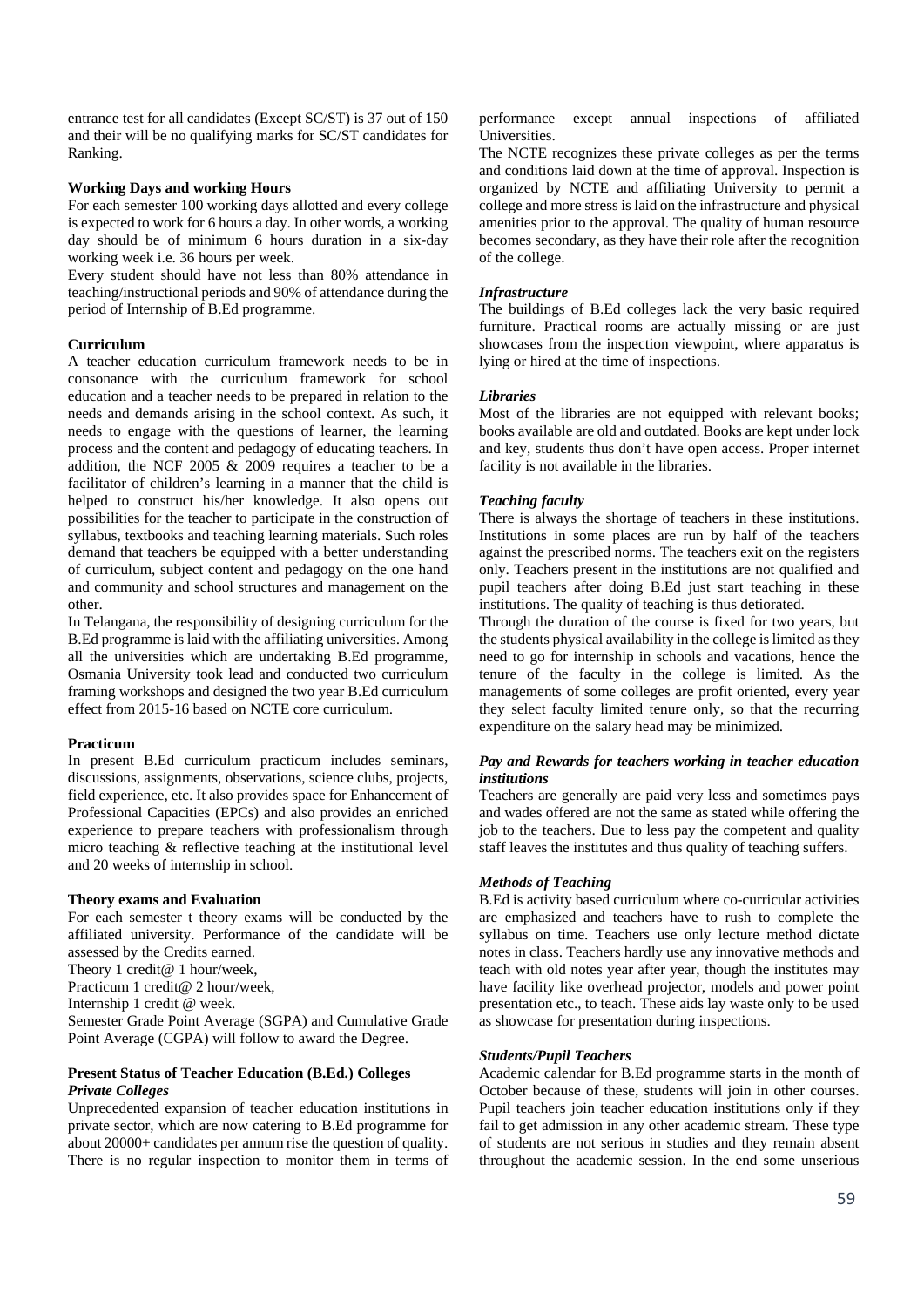entrance test for all candidates (Except SC/ST) is 37 out of 150 and their will be no qualifying marks for SC/ST candidates for Ranking.

**Working Days and working Hours**

For each semester 100 working days allotted and every college is expected to work for 6 hours a day. In other words, a working day should be of minimum 6 hours duration in a six-day working week i.e. 36 hours per week.

Every student should have not less than 80% attendance in teaching/instructional periods and 90% of attendance during the period of Internship of B.Ed programme.

**Curriculum**

A teacher education curriculum framework needs to be in consonance with the curriculum framework for school education and a teacher needs to be prepared in relation to the needs and demands arising in the school context. As such, it needs to engage with the questions of learner, the learning process and the content and pedagogy of educating teachers. In addition, the NCF 2005 & 2009 requires a teacher to be a facilitator of children's learning in a manner that the child is helped to construct his/her knowledge. It also opens out possibilities for the teacher to participate in the construction of syllabus, textbooks and teaching learning materials. Such roles demand that teachers be equipped with a better understanding of curriculum, subject content and pedagogy on the one hand and community and school structures and management on the other.

In Telangana, the responsibility of designing curriculum for the B.Ed programme is laid with the affiliating universities. Among all the universities which are undertaking B.Ed programme, Osmania University took lead and conducted two curriculum framing workshops and designed the two year B.Ed curriculum effect from 2015-16 based on NCTE core curriculum.

**Practicum**

In present B.Ed curriculum practicum includes seminars, discussions, assignments, observations, science clubs, projects, field experience, etc. It also provides space for Enhancement of Professional Capacities (EPCs) and also provides an enriched experience to prepare teachers with professionalism through micro teaching & reflective teaching at the institutional level and 20 weeks of internship in school.

**Theory exams and Evaluation**

For each semester t theory exams will be conducted by the affiliated university. Performance of the candidate will be assessed by the Credits earned.

Theory 1 credit@ 1 hour/week,

Practicum 1 credit@ 2 hour/week,

Internship 1 credit @ week.

Semester Grade Point Average (SGPA) and Cumulative Grade Point Average (CGPA) will follow to award the Degree.

**Present Status of Teacher Education (B.Ed.) Colleges**

***Private Colleges***

Unprecedented expansion of teacher education institutions in private sector, which are now catering to B.Ed programme for about 20000+ candidates per annum rise the question of quality. There is no regular inspection to monitor them in terms of performance except annual inspections of affiliated Universities.

The NCTE recognizes these private colleges as per the terms and conditions laid down at the time of approval. Inspection is organized by NCTE and affiliating University to permit a college and more stress is laid on the infrastructure and physical amenities prior to the approval. The quality of human resource becomes secondary, as they have their role after the recognition of the college.

***Infrastructure***

The buildings of B.Ed colleges lack the very basic required furniture. Practical rooms are actually missing or are just showcases from the inspection viewpoint, where apparatus is lying or hired at the time of inspections.

***Libraries***

Most of the libraries are not equipped with relevant books; books available are old and outdated. Books are kept under lock and key, students thus don't have open access. Proper internet facility is not available in the libraries.

***Teaching faculty***

There is always the shortage of teachers in these institutions. Institutions in some places are run by half of the teachers against the prescribed norms. The teachers exit on the registers only. Teachers present in the institutions are not qualified and pupil teachers after doing B.Ed just start teaching in these institutions. The quality of teaching is thus detiorated.

Through the duration of the course is fixed for two years, but the students physical availability in the college is limited as they need to go for internship in schools and vacations, hence the tenure of the faculty in the college is limited. As the managements of some colleges are profit oriented, every year they select faculty limited tenure only, so that the recurring expenditure on the salary head may be minimized.

***Pay and Rewards for teachers working in teacher education institutions***

Teachers are generally are paid very less and sometimes pays and wades offered are not the same as stated while offering the job to the teachers. Due to less pay the competent and quality staff leaves the institutes and thus quality of teaching suffers.

***Methods of Teaching***

B.Ed is activity based curriculum where co-curricular activities are emphasized and teachers have to rush to complete the syllabus on time. Teachers use only lecture method dictate notes in class. Teachers hardly use any innovative methods and teach with old notes year after year, though the institutes may have facility like overhead projector, models and power point presentation etc., to teach. These aids lay waste only to be used as showcase for presentation during inspections.

***Students/Pupil Teachers***

Academic calendar for B.Ed programme starts in the month of October because of these, students will join in other courses. Pupil teachers join teacher education institutions only if they fail to get admission in any other academic stream. These type of students are not serious in studies and they remain absent throughout the academic session. In the end some unserious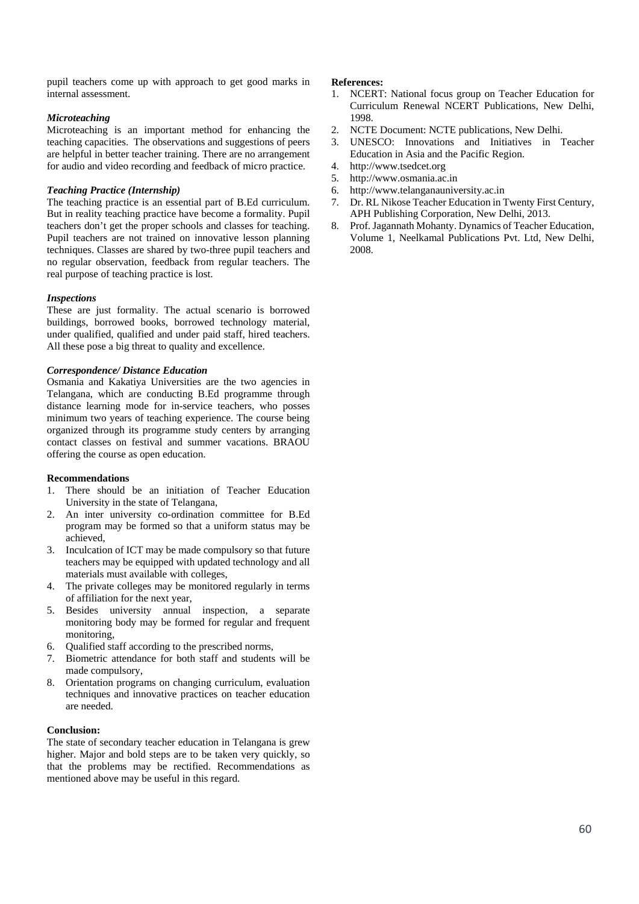pupil teachers come up with approach to get good marks in internal assessment.

***Microteaching***

Microteaching is an important method for enhancing the teaching capacities. The observations and suggestions of peers are helpful in better teacher training. There are no arrangement for audio and video recording and feedback of micro practice.

***Teaching Practice (Internship)***

The teaching practice is an essential part of B.Ed curriculum. But in reality teaching practice have become a formality. Pupil teachers don't get the proper schools and classes for teaching. Pupil teachers are not trained on innovative lesson planning techniques. Classes are shared by two-three pupil teachers and no regular observation, feedback from regular teachers. The real purpose of teaching practice is lost.

***Inspections***

These are just formality. The actual scenario is borrowed buildings, borrowed books, borrowed technology material, under qualified, qualified and under paid staff, hired teachers. All these pose a big threat to quality and excellence.

***Correspondence/ Distance Education***

Osmania and Kakatiya Universities are the two agencies in Telangana, which are conducting B.Ed programme through distance learning mode for in-service teachers, who posses minimum two years of teaching experience. The course being organized through its programme study centers by arranging contact classes on festival and summer vacations. BRAOU offering the course as open education.

**Recommendations**

1. There should be an initiation of Teacher Education University in the state of Telangana,
2. An inter university co-ordination committee for B.Ed program may be formed so that a uniform status may be achieved,
3. Inculcation of ICT may be made compulsory so that future teachers may be equipped with updated technology and all materials must available with colleges,
4. The private colleges may be monitored regularly in terms of affiliation for the next year,
5. Besides university annual inspection, a separate monitoring body may be formed for regular and frequent monitoring,
6. Qualified staff according to the prescribed norms,
7. Biometric attendance for both staff and students will be made compulsory,
8. Orientation programs on changing curriculum, evaluation techniques and innovative practices on teacher education are needed.

**Conclusion:**

The state of secondary teacher education in Telangana is grew higher. Major and bold steps are to be taken very quickly, so that the problems may be rectified. Recommendations as mentioned above may be useful in this regard.

**References:**

1. NCERT: National focus group on Teacher Education for Curriculum Renewal NCERT Publications, New Delhi, 1998.
2. NCTE Document: NCTE publications, New Delhi.
3. UNESCO: Innovations and Initiatives in Teacher Education in Asia and the Pacific Region.
4. http://www.tsedcet.org
5. http://www.osmania.ac.in
6. http://www.telanganauniversity.ac.in
7. Dr. RL Nikose Teacher Education in Twenty First Century, APH Publishing Corporation, New Delhi, 2013.
8. Prof. Jagannath Mohanty. Dynamics of Teacher Education, Volume 1, Neelkamal Publications Pvt. Ltd, New Delhi, 2008.